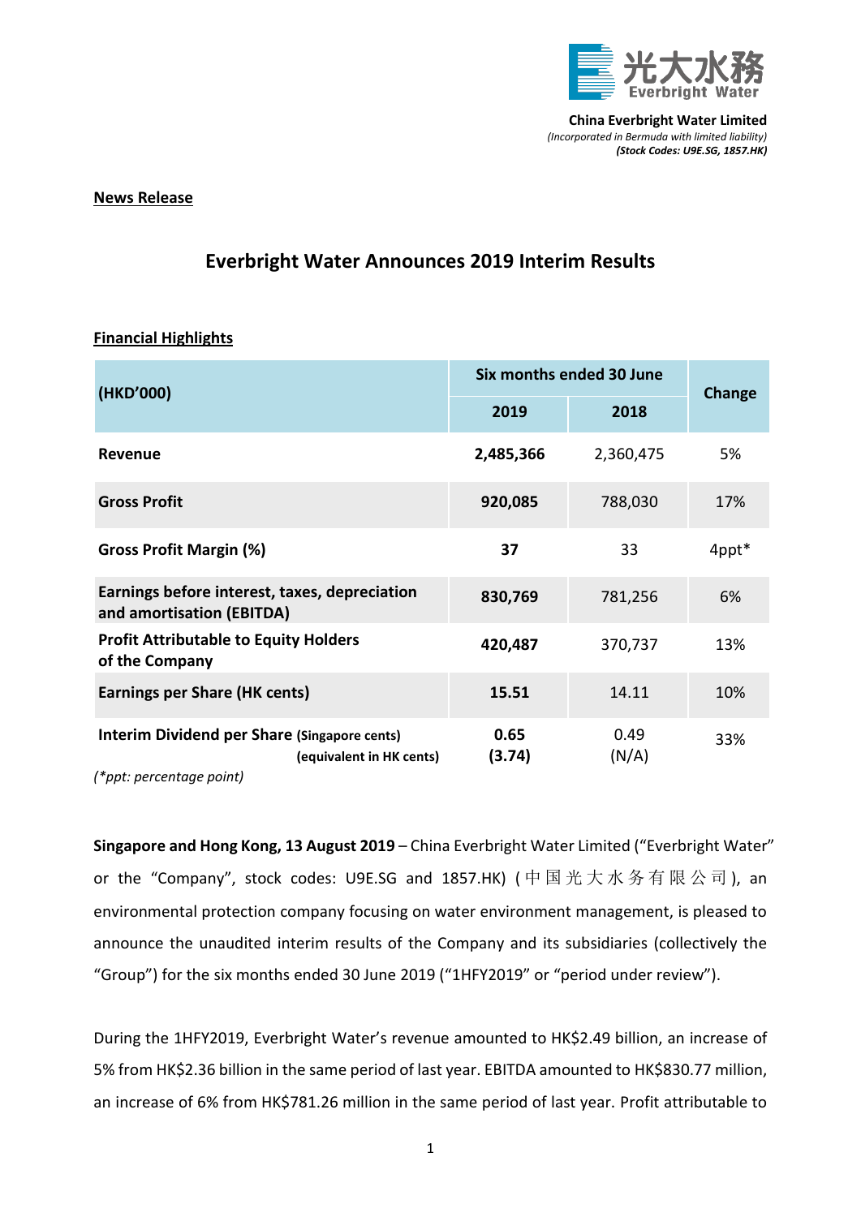**China Everbright Water Limited**
*(Incorporated in Bermuda with limited liability)*
***(Stock Codes: U9E.SG, 1857.HK)***

**News Release**

# Everbright Water Announces 2019 Interim Results

**Financial Highlights**

| (HKD'000) | Six months ended 30 June | | Change |
|---|---|---|---|
| | 2019 | 2018 | |
| **Revenue** | **2,485,366** | 2,360,475 | 5% |
| **Gross Profit** | **920,085** | 788,030 | 17% |
| **Gross Profit Margin (%)** | **37** | 33 | 4ppt* |
| **Earnings before interest, taxes, depreciation and amortisation (EBITDA)** | **830,769** | 781,256 | 6% |
| **Profit Attributable to Equity Holders of the Company** | **420,487** | 370,737 | 13% |
| **Earnings per Share (HK cents)** | **15.51** | 14.11 | 10% |
| **Interim Dividend per Share (Singapore cents) (equivalent in HK cents)** | **0.65 (3.74)** | 0.49 (N/A) | 33% |

*(\*ppt: percentage point)*

**Singapore and Hong Kong, 13 August 2019** – China Everbright Water Limited ("Everbright Water" or the "Company", stock codes: U9E.SG and 1857.HK) (中国光大水务有限公司), an environmental protection company focusing on water environment management, is pleased to announce the unaudited interim results of the Company and its subsidiaries (collectively the "Group") for the six months ended 30 June 2019 ("1HFY2019" or "period under review").

During the 1HFY2019, Everbright Water's revenue amounted to HK$2.49 billion, an increase of 5% from HK$2.36 billion in the same period of last year. EBITDA amounted to HK$830.77 million, an increase of 6% from HK$781.26 million in the same period of last year. Profit attributable to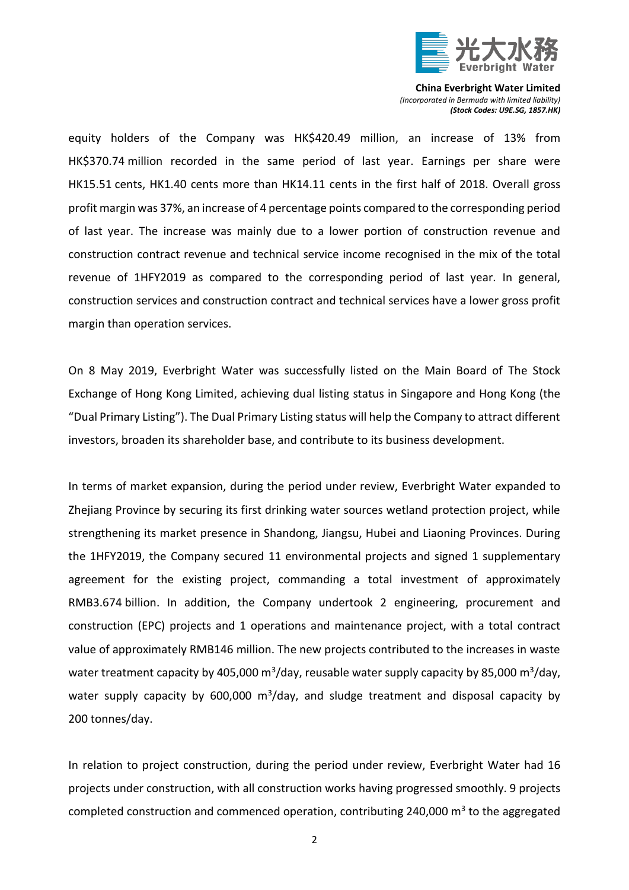equity holders of the Company was HK$420.49 million, an increase of 13% from HK$370.74 million recorded in the same period of last year. Earnings per share were HK15.51 cents, HK1.40 cents more than HK14.11 cents in the first half of 2018. Overall gross profit margin was 37%, an increase of 4 percentage points compared to the corresponding period of last year. The increase was mainly due to a lower portion of construction revenue and construction contract revenue and technical service income recognised in the mix of the total revenue of 1HFY2019 as compared to the corresponding period of last year. In general, construction services and construction contract and technical services have a lower gross profit margin than operation services.

On 8 May 2019, Everbright Water was successfully listed on the Main Board of The Stock Exchange of Hong Kong Limited, achieving dual listing status in Singapore and Hong Kong (the "Dual Primary Listing"). The Dual Primary Listing status will help the Company to attract different investors, broaden its shareholder base, and contribute to its business development.

In terms of market expansion, during the period under review, Everbright Water expanded to Zhejiang Province by securing its first drinking water sources wetland protection project, while strengthening its market presence in Shandong, Jiangsu, Hubei and Liaoning Provinces. During the 1HFY2019, the Company secured 11 environmental projects and signed 1 supplementary agreement for the existing project, commanding a total investment of approximately RMB3.674 billion. In addition, the Company undertook 2 engineering, procurement and construction (EPC) projects and 1 operations and maintenance project, with a total contract value of approximately RMB146 million. The new projects contributed to the increases in waste water treatment capacity by 405,000 $m^3$/day, reusable water supply capacity by 85,000 $m^3$/day, water supply capacity by 600,000 $m^3$/day, and sludge treatment and disposal capacity by 200 tonnes/day.

In relation to project construction, during the period under review, Everbright Water had 16 projects under construction, with all construction works having progressed smoothly. 9 projects completed construction and commenced operation, contributing 240,000 $m^3$ to the aggregated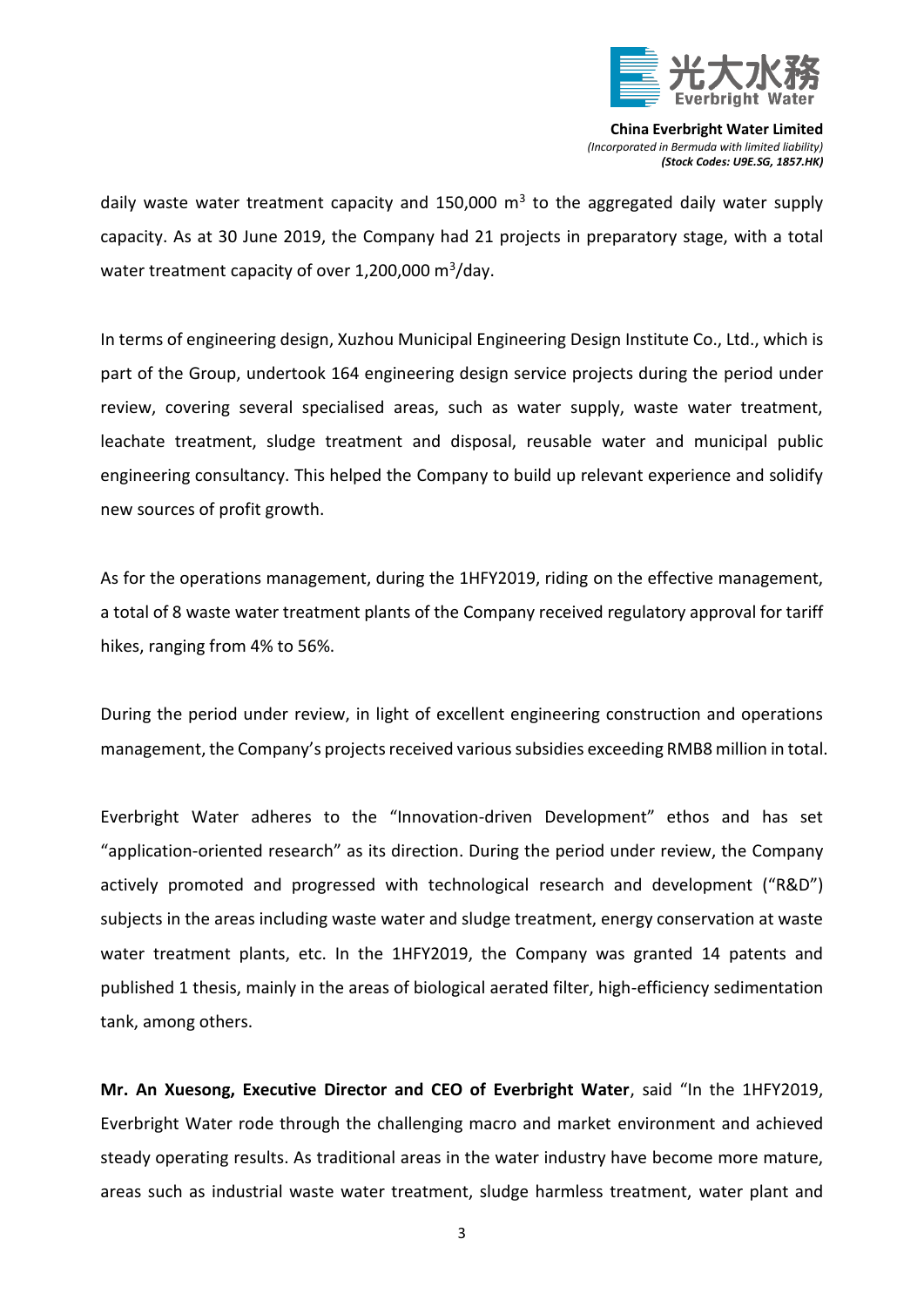daily waste water treatment capacity and 150,000 m$^3$ to the aggregated daily water supply capacity. As at 30 June 2019, the Company had 21 projects in preparatory stage, with a total water treatment capacity of over 1,200,000 m$^3$/day.

In terms of engineering design, Xuzhou Municipal Engineering Design Institute Co., Ltd., which is part of the Group, undertook 164 engineering design service projects during the period under review, covering several specialised areas, such as water supply, waste water treatment, leachate treatment, sludge treatment and disposal, reusable water and municipal public engineering consultancy. This helped the Company to build up relevant experience and solidify new sources of profit growth.

As for the operations management, during the 1HFY2019, riding on the effective management, a total of 8 waste water treatment plants of the Company received regulatory approval for tariff hikes, ranging from 4% to 56%.

During the period under review, in light of excellent engineering construction and operations management, the Company's projects received various subsidies exceeding RMB8 million in total.

Everbright Water adheres to the "Innovation-driven Development" ethos and has set "application-oriented research" as its direction. During the period under review, the Company actively promoted and progressed with technological research and development ("R&D") subjects in the areas including waste water and sludge treatment, energy conservation at waste water treatment plants, etc. In the 1HFY2019, the Company was granted 14 patents and published 1 thesis, mainly in the areas of biological aerated filter, high-efficiency sedimentation tank, among others.

**Mr. An Xuesong, Executive Director and CEO of Everbright Water**, said "In the 1HFY2019, Everbright Water rode through the challenging macro and market environment and achieved steady operating results. As traditional areas in the water industry have become more mature, areas such as industrial waste water treatment, sludge harmless treatment, water plant and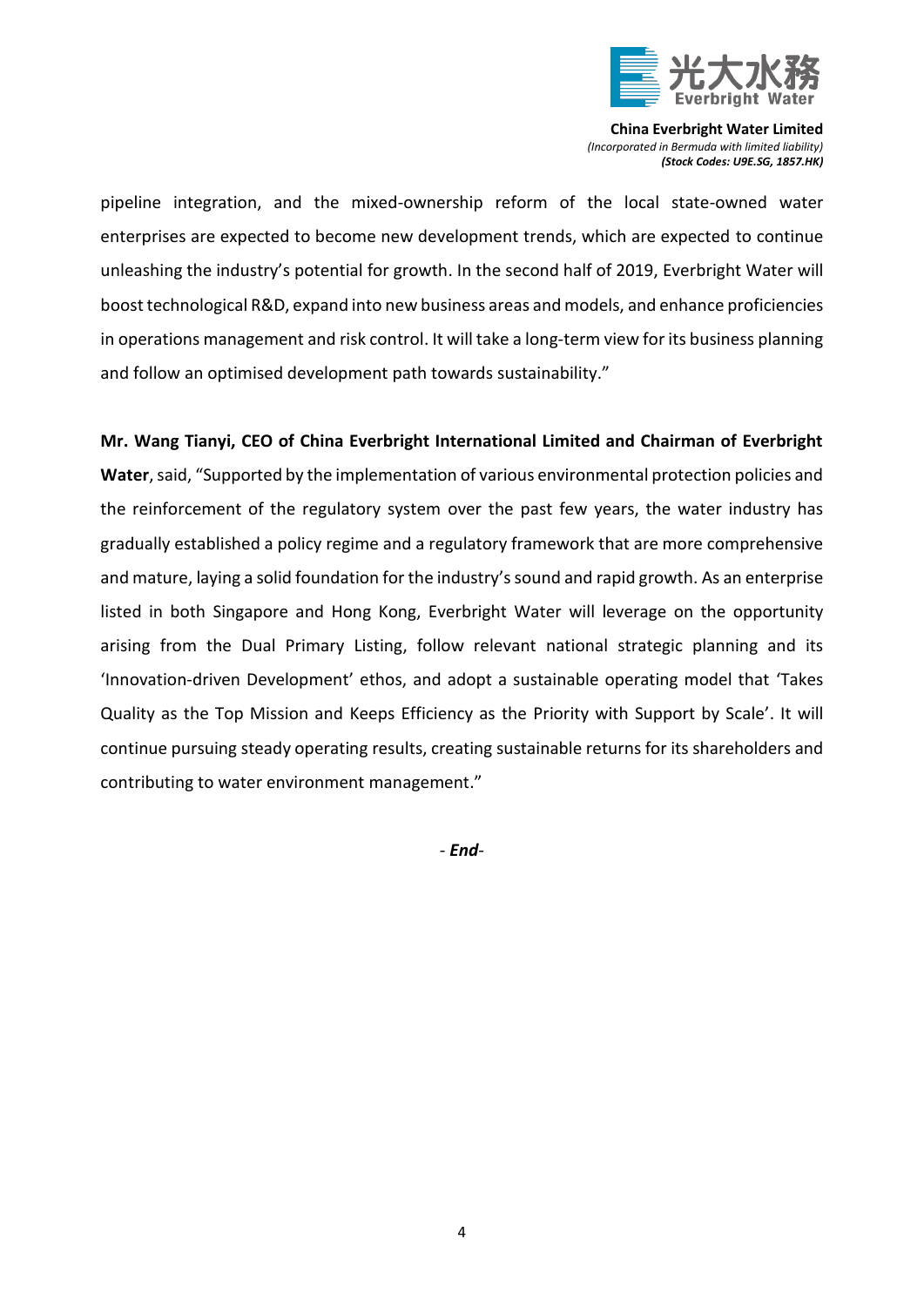pipeline integration, and the mixed-ownership reform of the local state-owned water enterprises are expected to become new development trends, which are expected to continue unleashing the industry's potential for growth. In the second half of 2019, Everbright Water will boost technological R&D, expand into new business areas and models, and enhance proficiencies in operations management and risk control. It will take a long-term view for its business planning and follow an optimised development path towards sustainability."

**Mr. Wang Tianyi, CEO of China Everbright International Limited and Chairman of Everbright Water**, said, "Supported by the implementation of various environmental protection policies and the reinforcement of the regulatory system over the past few years, the water industry has gradually established a policy regime and a regulatory framework that are more comprehensive and mature, laying a solid foundation for the industry's sound and rapid growth. As an enterprise listed in both Singapore and Hong Kong, Everbright Water will leverage on the opportunity arising from the Dual Primary Listing, follow relevant national strategic planning and its 'Innovation-driven Development' ethos, and adopt a sustainable operating model that 'Takes Quality as the Top Mission and Keeps Efficiency as the Priority with Support by Scale'. It will continue pursuing steady operating results, creating sustainable returns for its shareholders and contributing to water environment management."

- ***End***-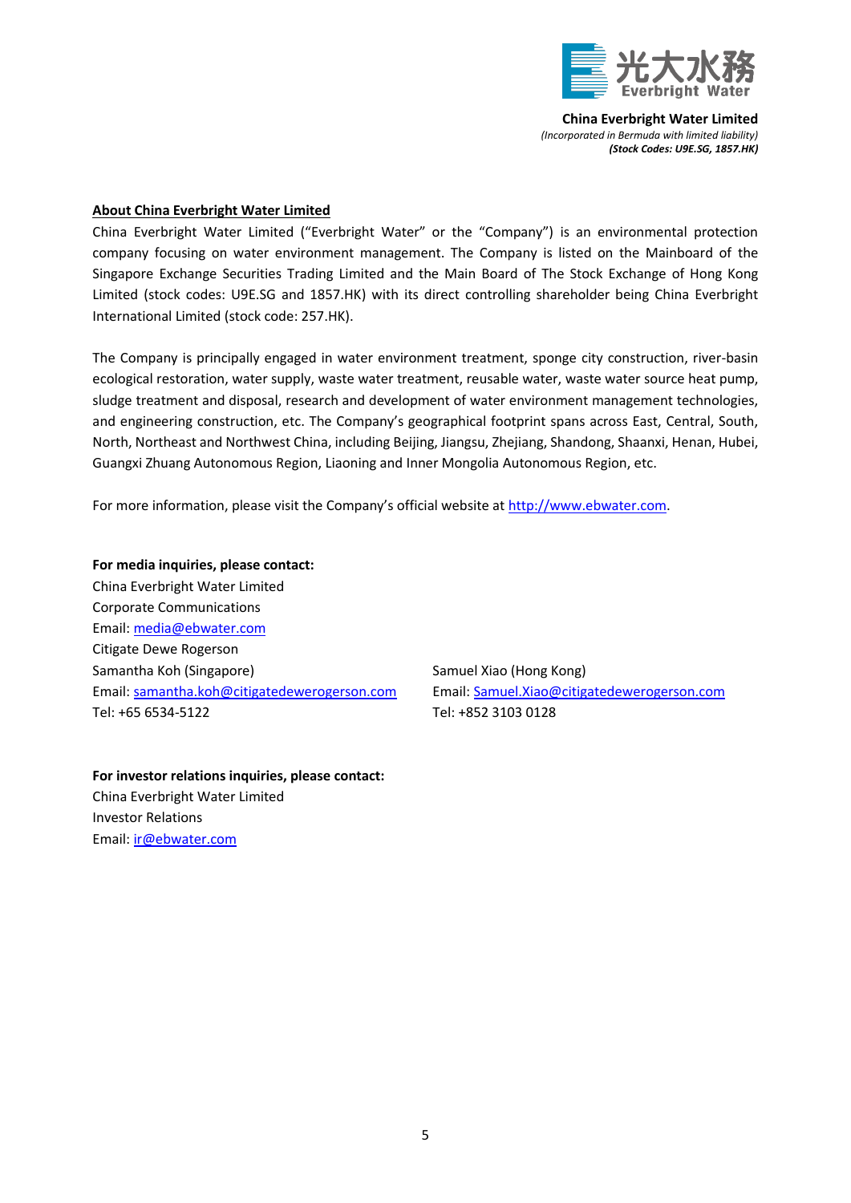**China Everbright Water Limited**
*(Incorporated in Bermuda with limited liability)*
***(Stock Codes: U9E.SG, 1857.HK)***

## About China Everbright Water Limited

China Everbright Water Limited ("Everbright Water" or the "Company") is an environmental protection company focusing on water environment management. The Company is listed on the Mainboard of the Singapore Exchange Securities Trading Limited and the Main Board of The Stock Exchange of Hong Kong Limited (stock codes: U9E.SG and 1857.HK) with its direct controlling shareholder being China Everbright International Limited (stock code: 257.HK).

The Company is principally engaged in water environment treatment, sponge city construction, river-basin ecological restoration, water supply, waste water treatment, reusable water, waste water source heat pump, sludge treatment and disposal, research and development of water environment management technologies, and engineering construction, etc. The Company's geographical footprint spans across East, Central, South, North, Northeast and Northwest China, including Beijing, Jiangsu, Zhejiang, Shandong, Shaanxi, Henan, Hubei, Guangxi Zhuang Autonomous Region, Liaoning and Inner Mongolia Autonomous Region, etc.

For more information, please visit the Company's official website at http://www.ebwater.com.

**For media inquiries, please contact:**
China Everbright Water Limited
Corporate Communications
Email: media@ebwater.com
Citigate Dewe Rogerson

Samantha Koh (Singapore)
Email: samantha.koh@citigatedewerogerson.com
Tel: +65 6534-5122

Samuel Xiao (Hong Kong)
Email: Samuel.Xiao@citigatedewerogerson.com
Tel: +852 3103 0128

**For investor relations inquiries, please contact:**
China Everbright Water Limited
Investor Relations
Email: ir@ebwater.com